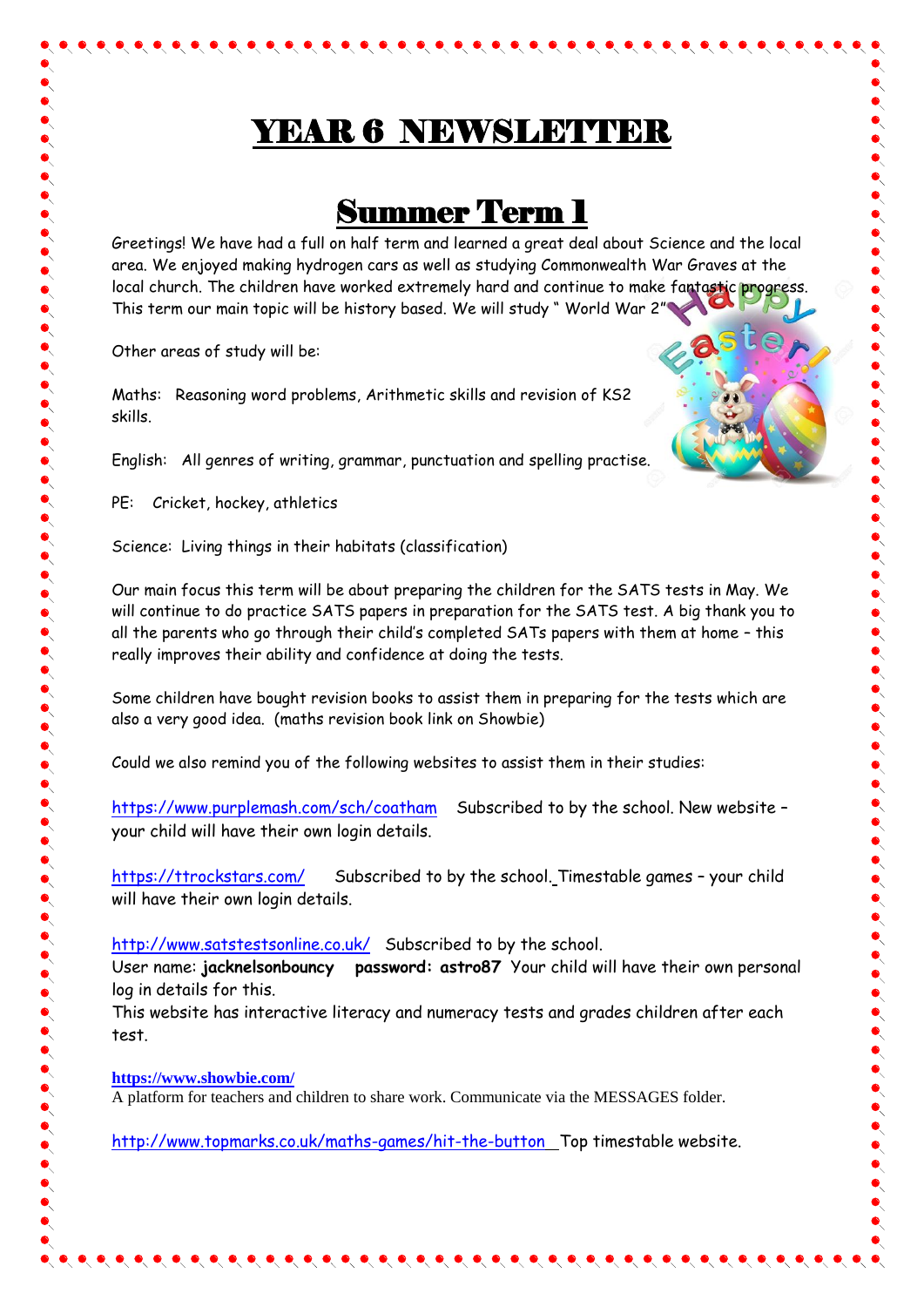# YEAR 6 NEWSLETTER

## Summer Term 1

Greetings! We have had a full on half term and learned a great deal about Science and the local area. We enjoyed making hydrogen cars as well as studying Commonwealth War Graves at the local church. The children have worked extremely hard and continue to make fantastic progress. This term our main topic will be history based. We will study " World War 2"

Other areas of study will be:

Maths: Reasoning word problems, Arithmetic skills and revision of KS2 skills.

English: All genres of writing, grammar, punctuation and spelling practise.

PE: Cricket, hockey, athletics

Science: Living things in their habitats (classification)

Our main focus this term will be about preparing the children for the SATS tests in May. We will continue to do practice SATS papers in preparation for the SATS test. A big thank you to all the parents who go through their child's completed SATs papers with them at home – this really improves their ability and confidence at doing the tests.

Some children have bought revision books to assist them in preparing for the tests which are also a very good idea. (maths revision book link on Showbie)

Could we also remind you of the following websites to assist them in their studies:

https://www.purplemash.com/sch/coatham Subscribed to by the school. New website – your child will have their own login details.

https://ttrockstars.com/ Subscribed to by the school. Timestable games – your child will have their own login details.

http://www.satstestsonline.co.uk/ Subscribed to by the school.
User name: **jacknelsonbouncy** **password: astro87** Your child will have their own personal log in details for this.
This website has interactive literacy and numeracy tests and grades children after each test.

**https://www.showbie.com/**
A platform for teachers and children to share work. Communicate via the MESSAGES folder.

http://www.topmarks.co.uk/maths-games/hit-the-button Top timestable website.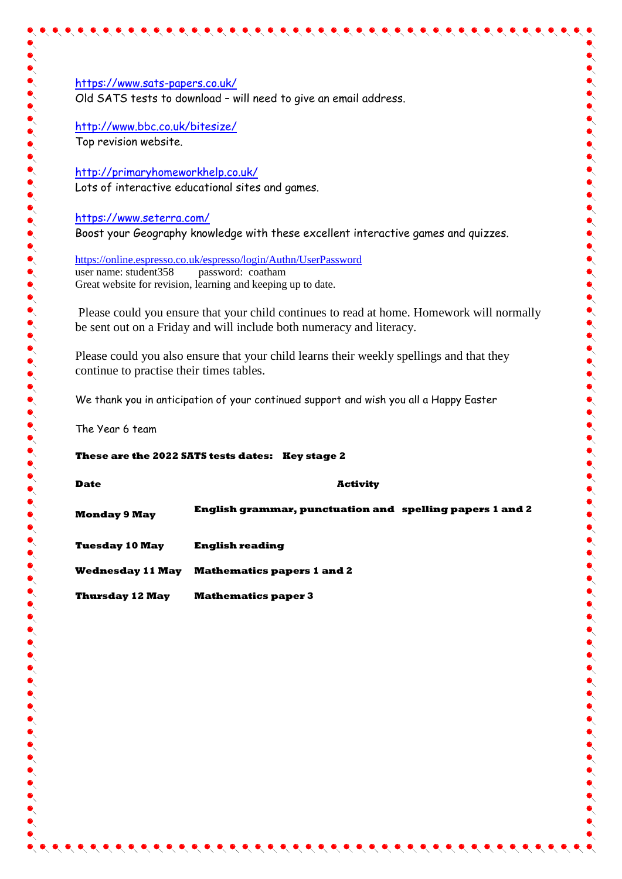https://www.sats-papers.co.uk/
Old SATS tests to download – will need to give an email address.

http://www.bbc.co.uk/bitesize/
Top revision website.

http://primaryhomeworkhelp.co.uk/
Lots of interactive educational sites and games.

https://www.seterra.com/
Boost your Geography knowledge with these excellent interactive games and quizzes.

https://online.espresso.co.uk/espresso/login/Authn/UserPassword
user name: student358 password: coatham
Great website for revision, learning and keeping up to date.

Please could you ensure that your child continues to read at home. Homework will normally be sent out on a Friday and will include both numeracy and literacy.

Please could you also ensure that your child learns their weekly spellings and that they continue to practise their times tables.

We thank you in anticipation of your continued support and wish you all a Happy Easter

The Year 6 team

**These are the 2022 SATS tests dates: Key stage 2**

| **Date** | **Activity** |
|---|---|
| **Monday 9 May** | **English grammar, punctuation and spelling papers 1 and 2** |
| **Tuesday 10 May** | **English reading** |
| **Wednesday 11 May** | **Mathematics papers 1 and 2** |
| **Thursday 12 May** | **Mathematics paper 3** |